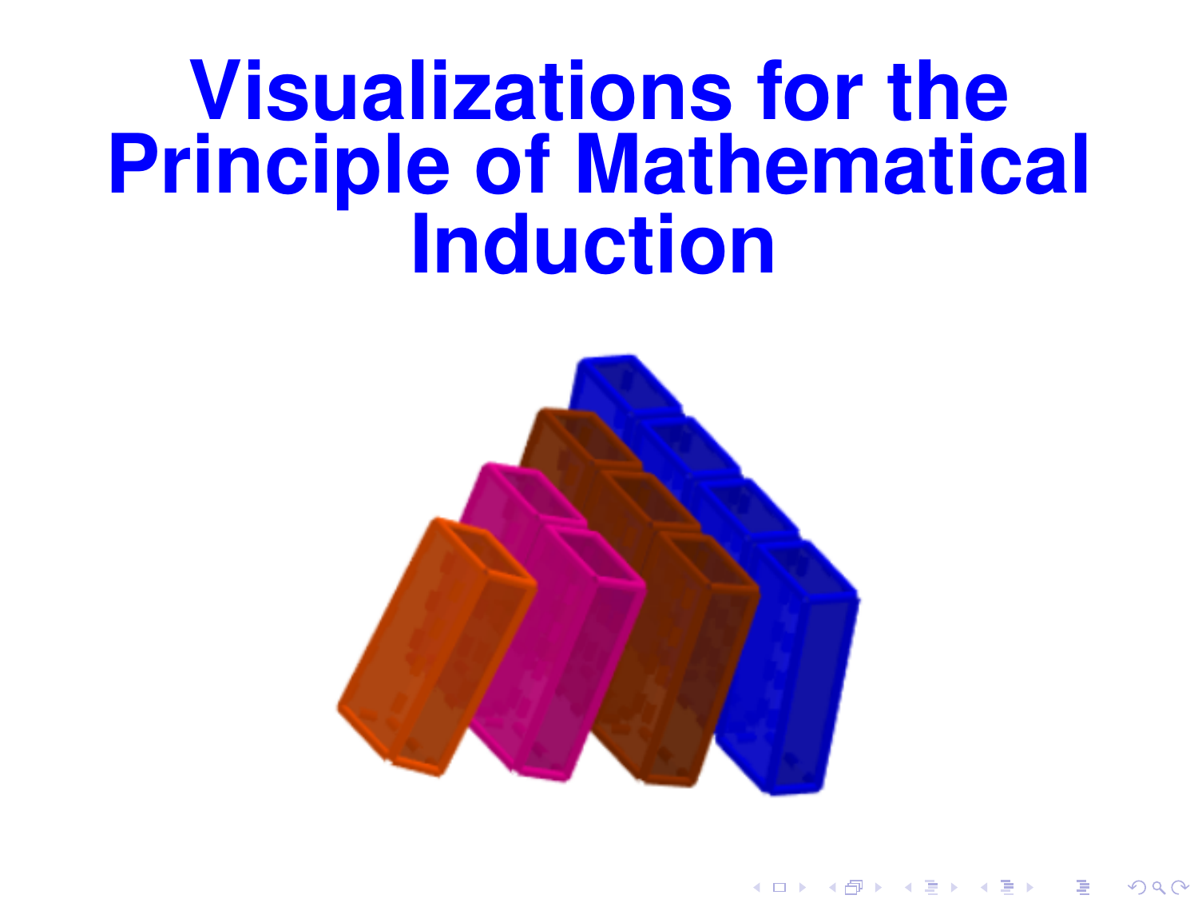# Visualizations for the Principle of Mathematical Induction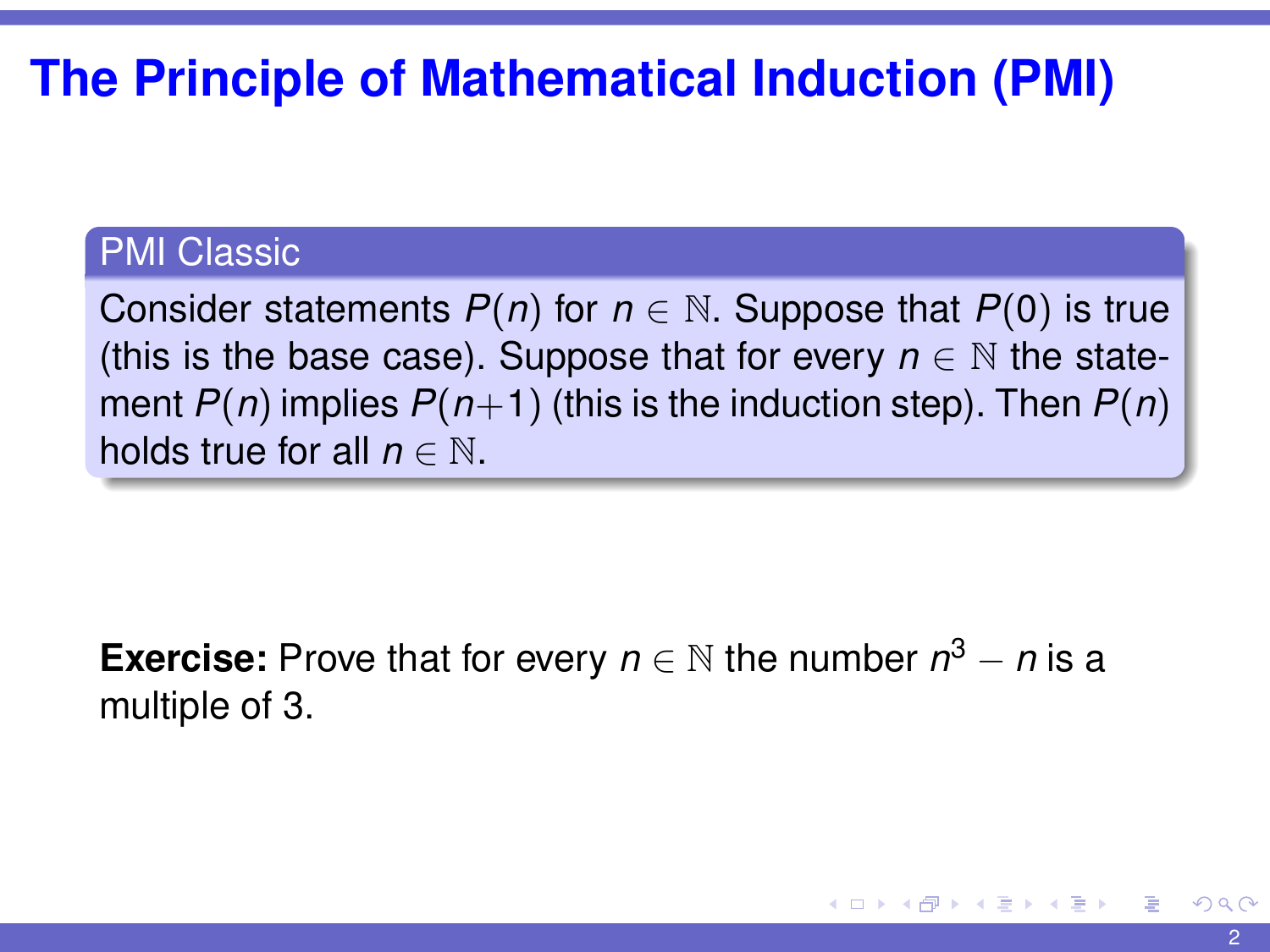# The Principle of Mathematical Induction (PMI)

**PMI Classic**

Consider statements $P(n)$ for $n \in \mathbb{N}$. Suppose that $P(0)$ is true (this is the base case). Suppose that for every $n \in \mathbb{N}$ the statement $P(n)$ implies $P(n+1)$ (this is the induction step). Then $P(n)$ holds true for all $n \in \mathbb{N}$.

**Exercise:** Prove that for every $n \in \mathbb{N}$ the number $n^3 - n$ is a multiple of 3.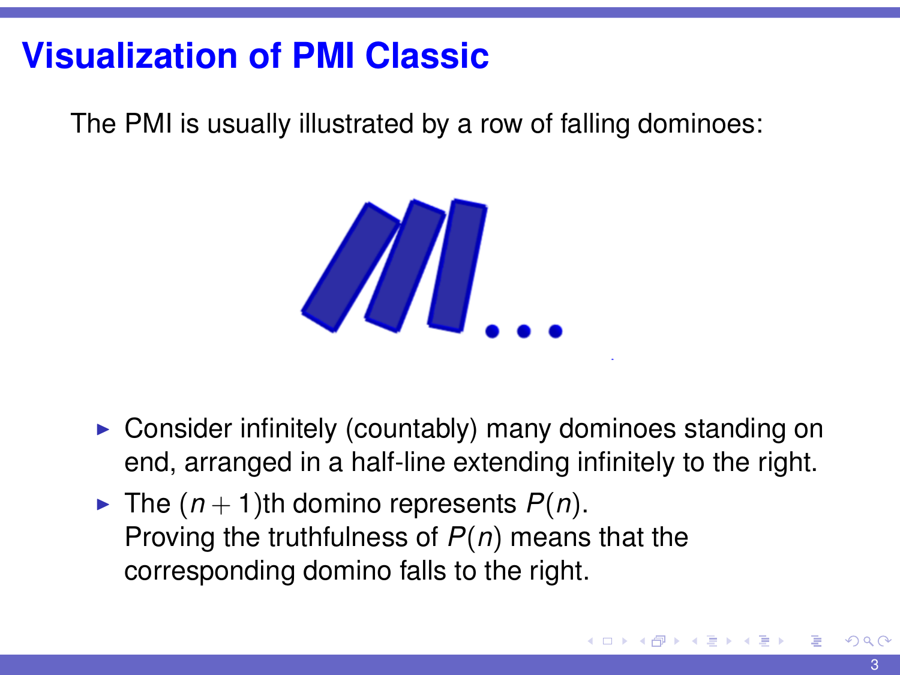# Visualization of PMI Classic

The PMI is usually illustrated by a row of falling dominoes:

- Consider infinitely (countably) many dominoes standing on end, arranged in a half-line extending infinitely to the right.
- The $(n+1)$th domino represents $P(n)$.
  Proving the truthfulness of $P(n)$ means that the corresponding domino falls to the right.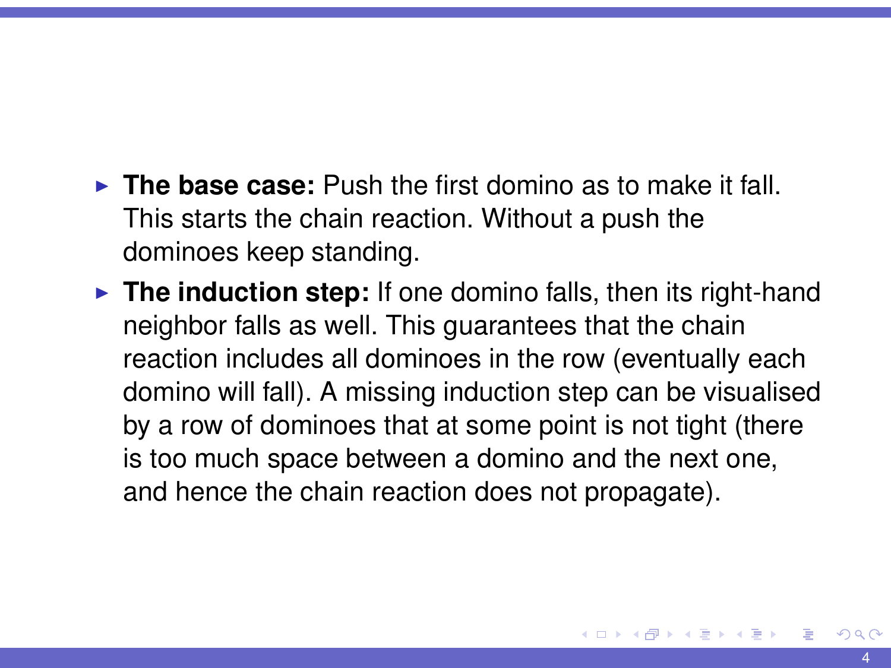- **The base case:** Push the first domino as to make it fall. This starts the chain reaction. Without a push the dominoes keep standing.
- **The induction step:** If one domino falls, then its right-hand neighbor falls as well. This guarantees that the chain reaction includes all dominoes in the row (eventually each domino will fall). A missing induction step can be visualised by a row of dominoes that at some point is not tight (there is too much space between a domino and the next one, and hence the chain reaction does not propagate).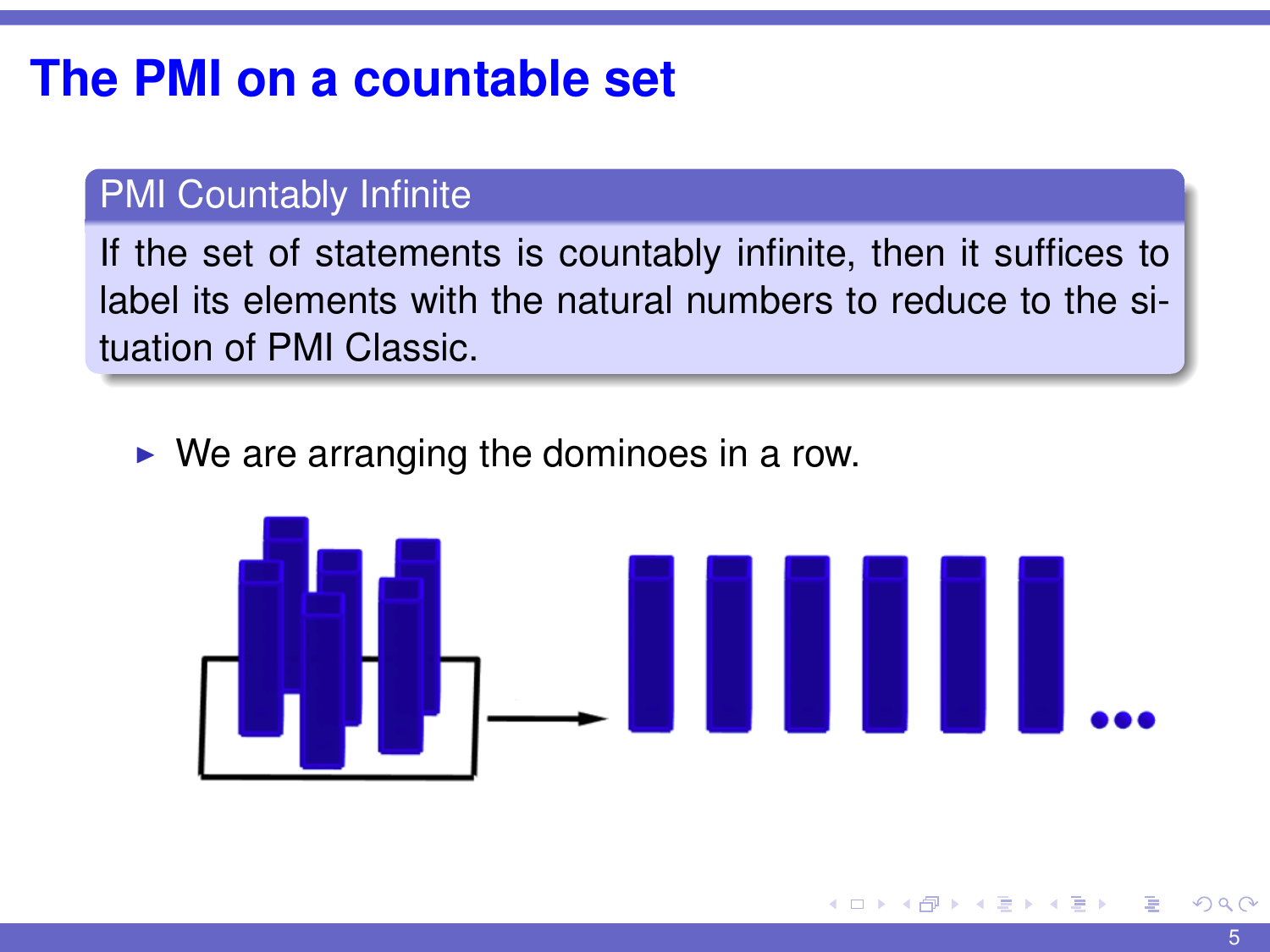# The PMI on a countable set

**PMI Countably Infinite**

If the set of statements is countably infinite, then it suffices to label its elements with the natural numbers to reduce to the situation of PMI Classic.

- We are arranging the dominoes in a row.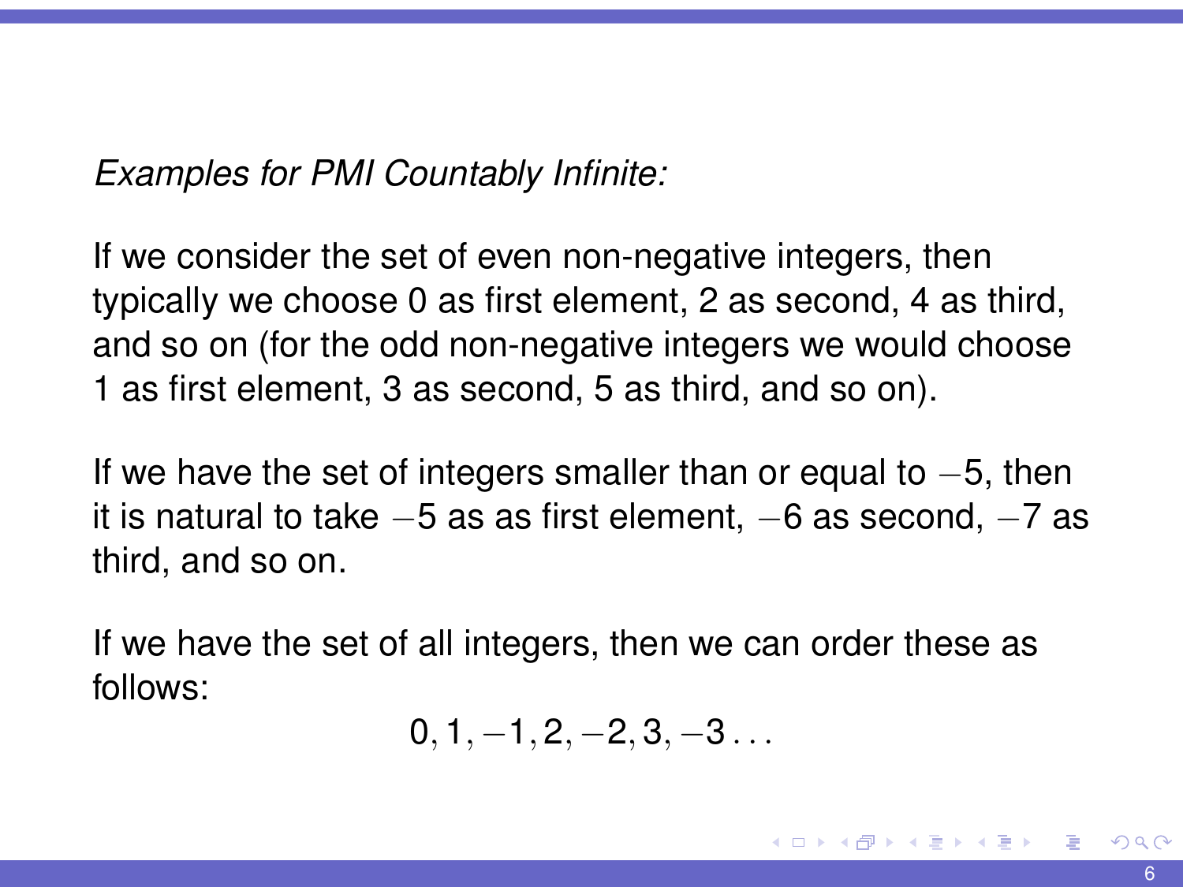*Examples for PMI Countably Infinite:*

If we consider the set of even non-negative integers, then typically we choose 0 as first element, 2 as second, 4 as third, and so on (for the odd non-negative integers we would choose 1 as first element, 3 as second, 5 as third, and so on).

If we have the set of integers smaller than or equal to $-5$, then it is natural to take $-5$ as as first element, $-6$ as second, $-7$ as third, and so on.

If we have the set of all integers, then we can order these as follows:

$$0, 1, -1, 2, -2, 3, -3 \ldots$$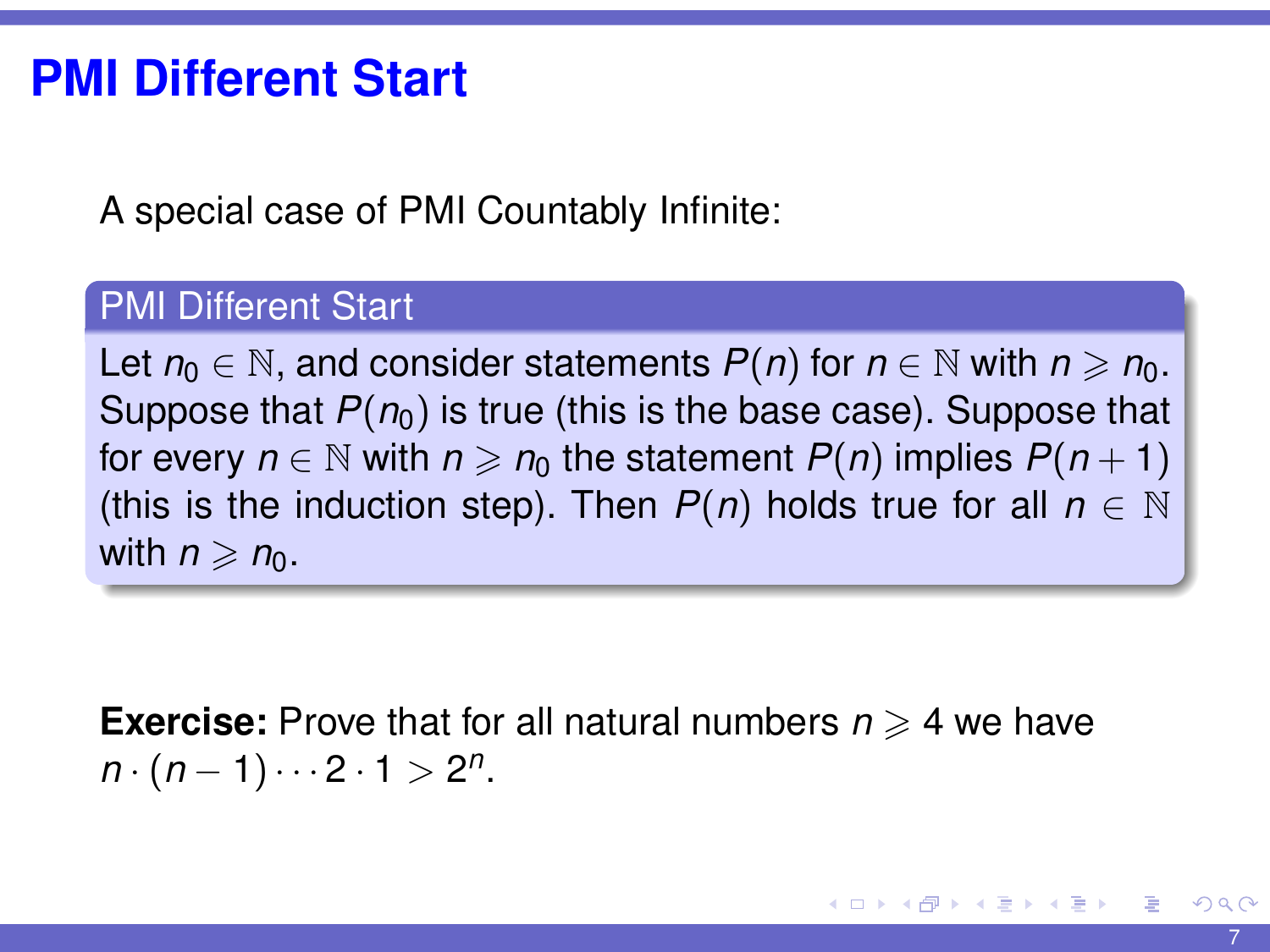# PMI Different Start

A special case of PMI Countably Infinite:

**PMI Different Start**

Let $n_0 \in \mathbb{N}$, and consider statements $P(n)$ for $n \in \mathbb{N}$ with $n \geqslant n_0$. Suppose that $P(n_0)$ is true (this is the base case). Suppose that for every $n \in \mathbb{N}$ with $n \geqslant n_0$ the statement $P(n)$ implies $P(n+1)$ (this is the induction step). Then $P(n)$ holds true for all $n \in \mathbb{N}$ with $n \geqslant n_0$.

**Exercise:** Prove that for all natural numbers $n \geqslant 4$ we have $n \cdot (n-1) \cdots 2 \cdot 1 > 2^n$.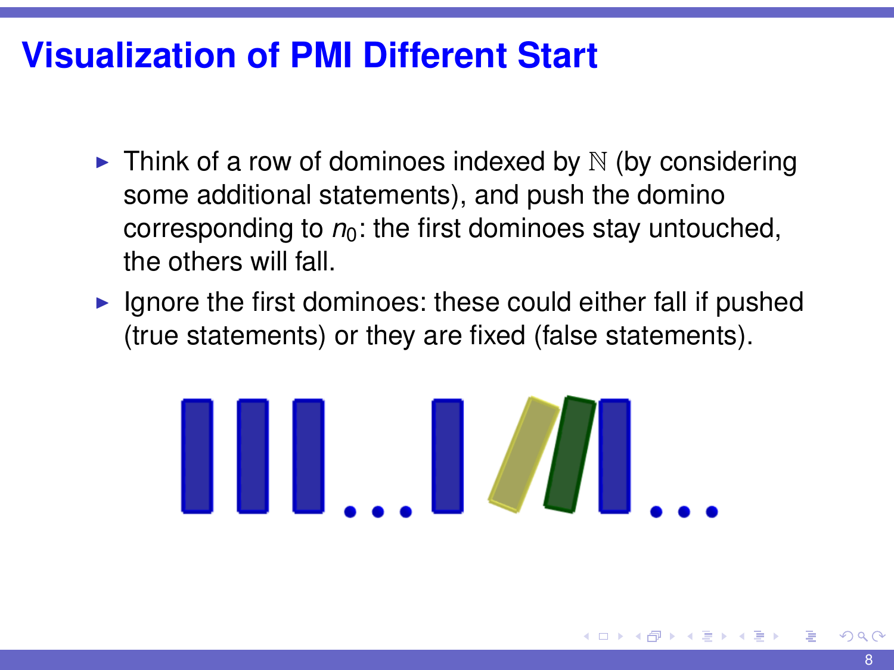# Visualization of PMI Different Start

- Think of a row of dominoes indexed by $\mathbb{N}$ (by considering some additional statements), and push the domino corresponding to $n_0$: the first dominoes stay untouched, the others will fall.
- Ignore the first dominoes: these could either fall if pushed (true statements) or they are fixed (false statements).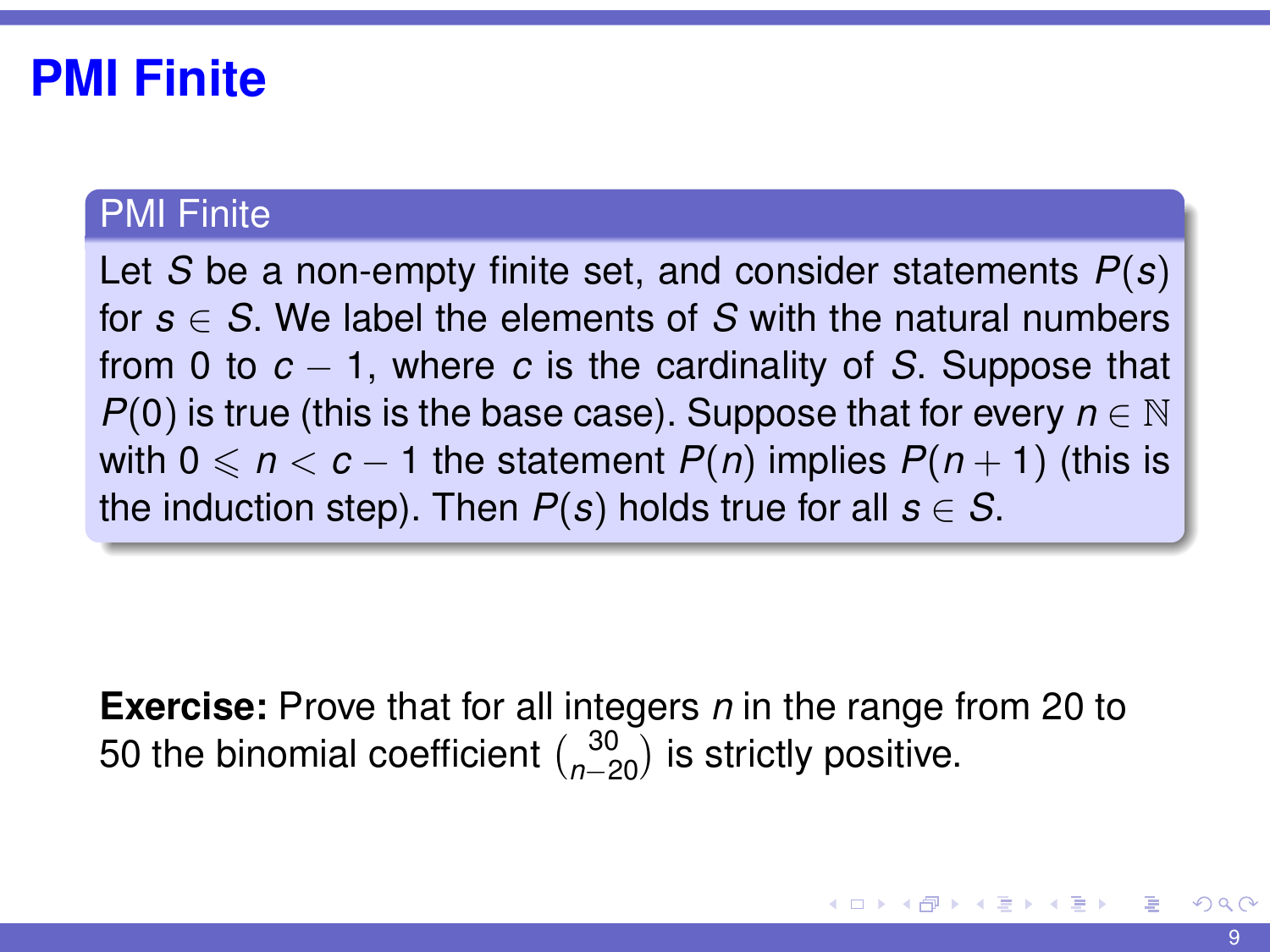# PMI Finite

**PMI Finite**

Let $S$ be a non-empty finite set, and consider statements $P(s)$ for $s \in S$. We label the elements of $S$ with the natural numbers from 0 to $c - 1$, where $c$ is the cardinality of $S$. Suppose that $P(0)$ is true (this is the base case). Suppose that for every $n \in \mathbb{N}$ with $0 \leqslant n < c - 1$ the statement $P(n)$ implies $P(n + 1)$ (this is the induction step). Then $P(s)$ holds true for all $s \in S$.

**Exercise:** Prove that for all integers $n$ in the range from 20 to 50 the binomial coefficient $\binom{30}{n-20}$ is strictly positive.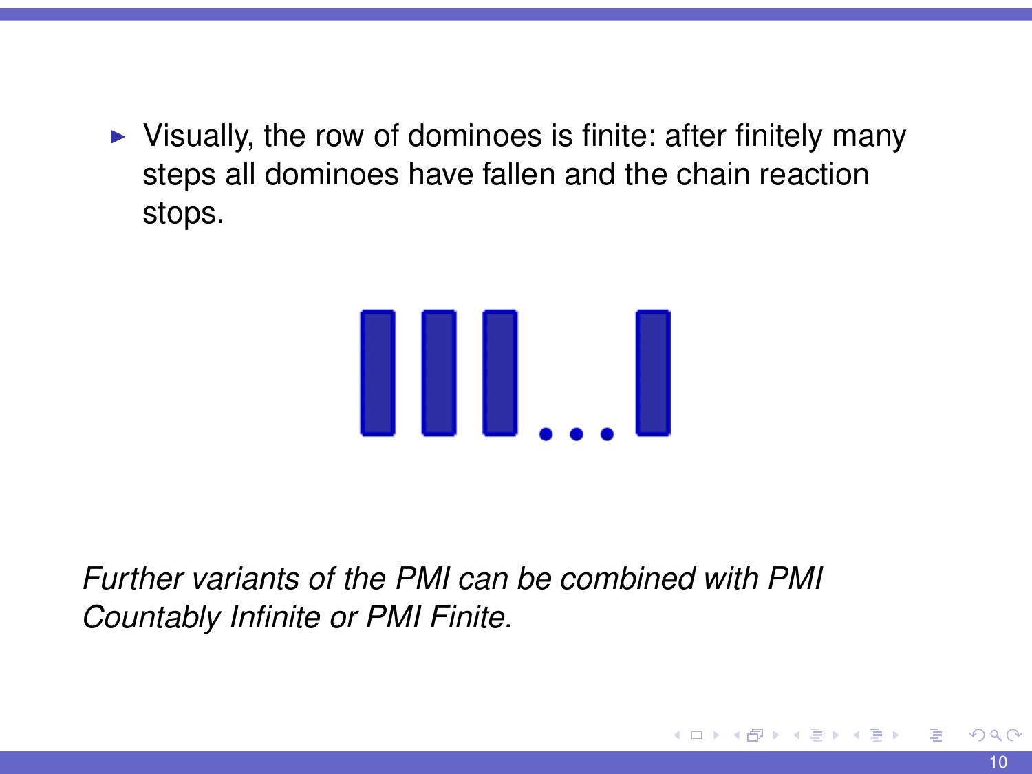- Visually, the row of dominoes is finite: after finitely many steps all dominoes have fallen and the chain reaction stops.

*Further variants of the PMI can be combined with PMI Countably Infinite or PMI Finite.*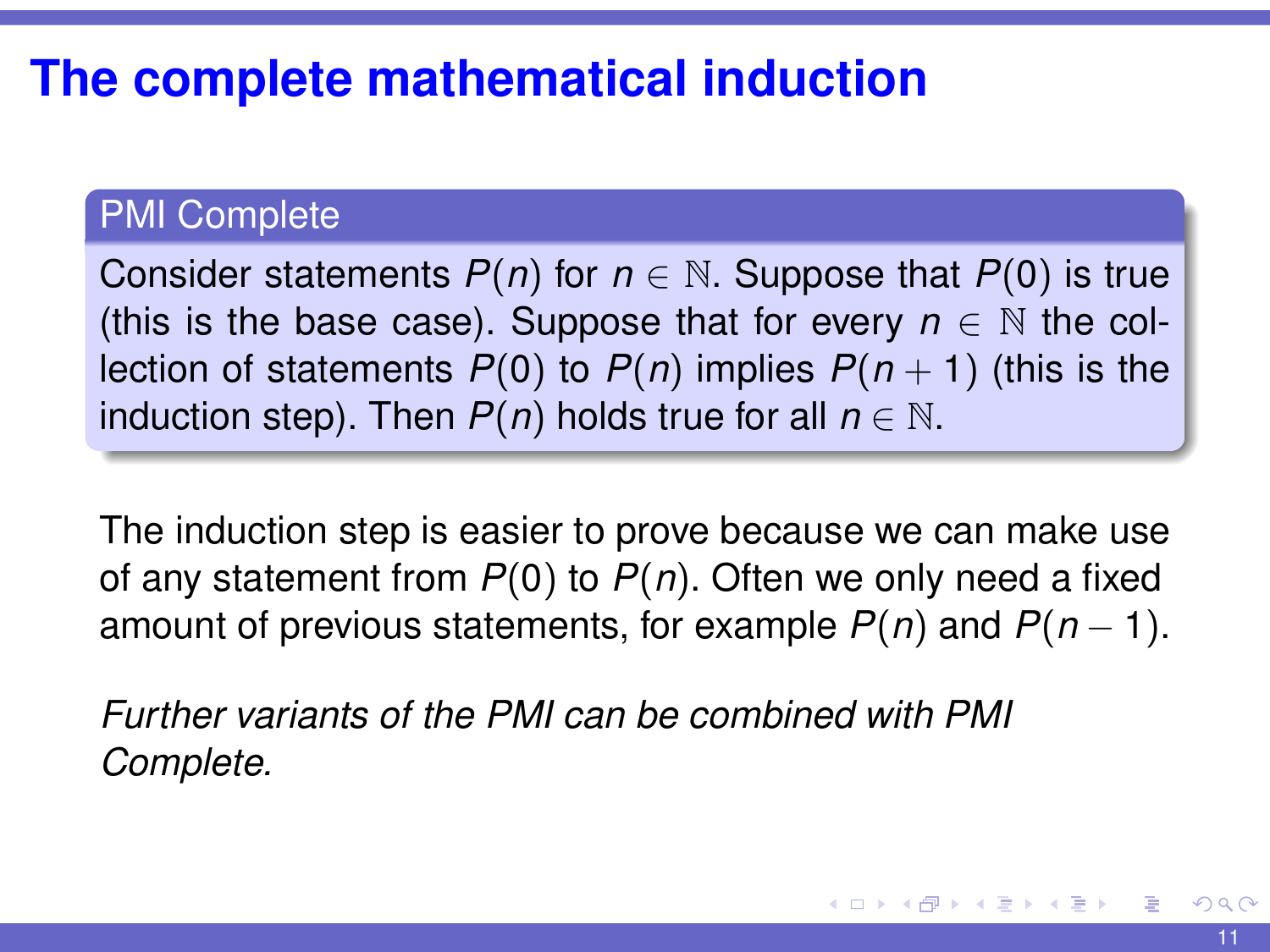# The complete mathematical induction

**PMI Complete**

Consider statements $P(n)$ for $n \in \mathbb{N}$. Suppose that $P(0)$ is true (this is the base case). Suppose that for every $n \in \mathbb{N}$ the collection of statements $P(0)$ to $P(n)$ implies $P(n+1)$ (this is the induction step). Then $P(n)$ holds true for all $n \in \mathbb{N}$.

The induction step is easier to prove because we can make use of any statement from $P(0)$ to $P(n)$. Often we only need a fixed amount of previous statements, for example $P(n)$ and $P(n-1)$.

*Further variants of the PMI can be combined with PMI Complete.*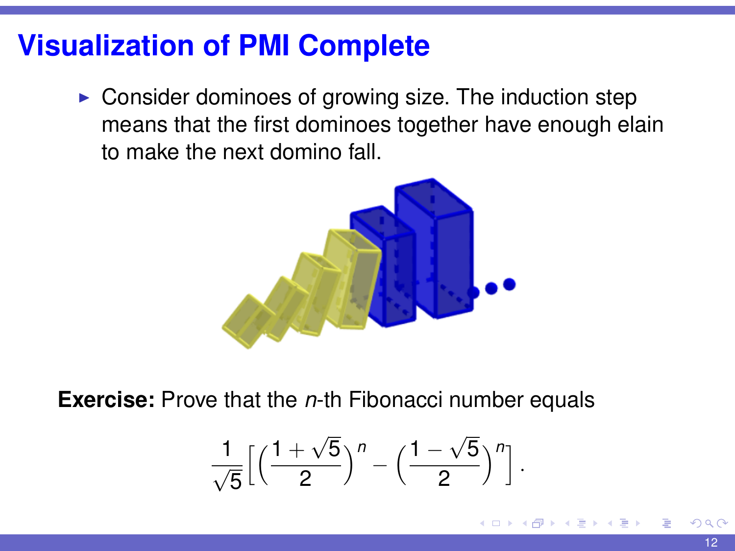# Visualization of PMI Complete

- Consider dominoes of growing size. The induction step means that the first dominoes together have enough elain to make the next domino fall.

**Exercise:** Prove that the *n*-th Fibonacci number equals

$$\frac{1}{\sqrt{5}}\left[\left(\frac{1+\sqrt{5}}{2}\right)^n - \left(\frac{1-\sqrt{5}}{2}\right)^n\right].$$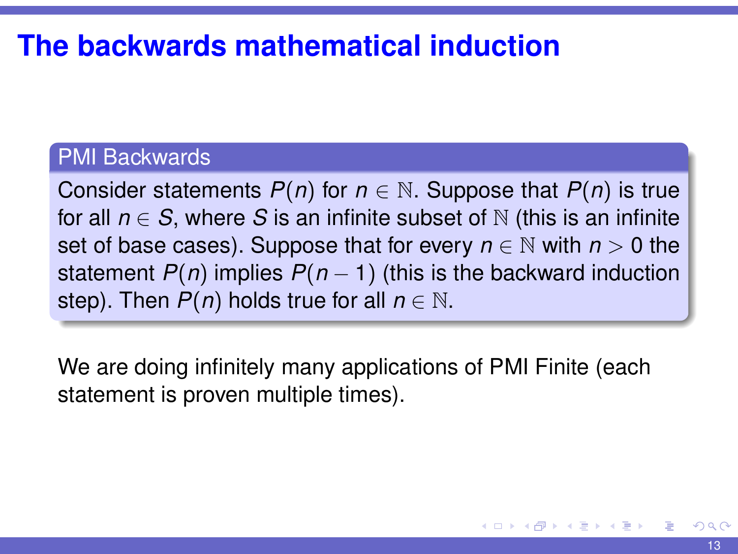# The backwards mathematical induction

**PMI Backwards**

Consider statements $P(n)$ for $n \in \mathbb{N}$. Suppose that $P(n)$ is true for all $n \in S$, where $S$ is an infinite subset of $\mathbb{N}$ (this is an infinite set of base cases). Suppose that for every $n \in \mathbb{N}$ with $n > 0$ the statement $P(n)$ implies $P(n-1)$ (this is the backward induction step). Then $P(n)$ holds true for all $n \in \mathbb{N}$.

We are doing infinitely many applications of PMI Finite (each statement is proven multiple times).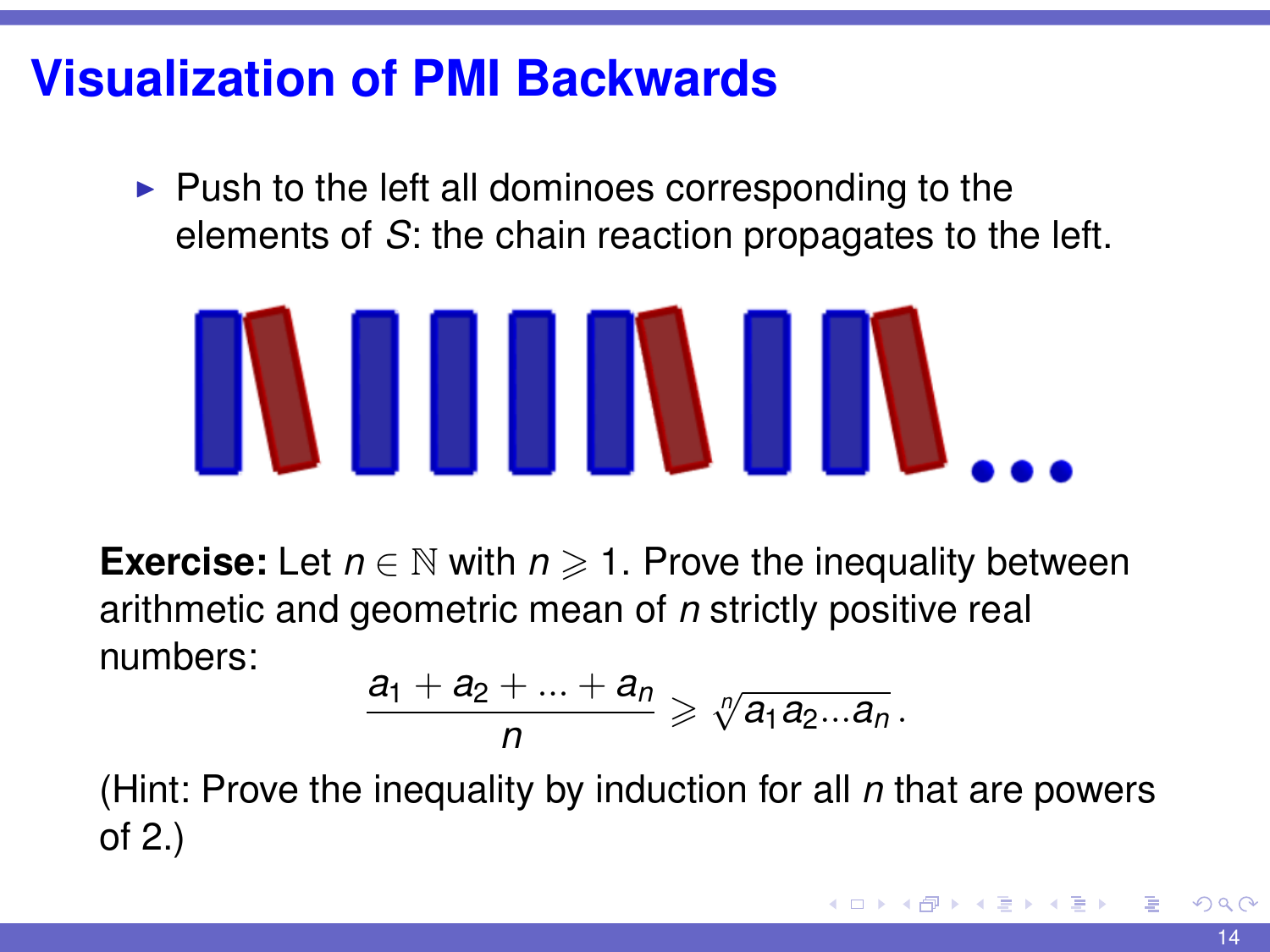# Visualization of PMI Backwards

- Push to the left all dominoes corresponding to the elements of $S$: the chain reaction propagates to the left.

**Exercise:** Let $n \in \mathbb{N}$ with $n \geqslant 1$. Prove the inequality between arithmetic and geometric mean of $n$ strictly positive real numbers:

$$\frac{a_1 + a_2 + ... + a_n}{n} \geqslant \sqrt[n]{a_1 a_2 ... a_n}\,.$$

(Hint: Prove the inequality by induction for all $n$ that are powers of 2.)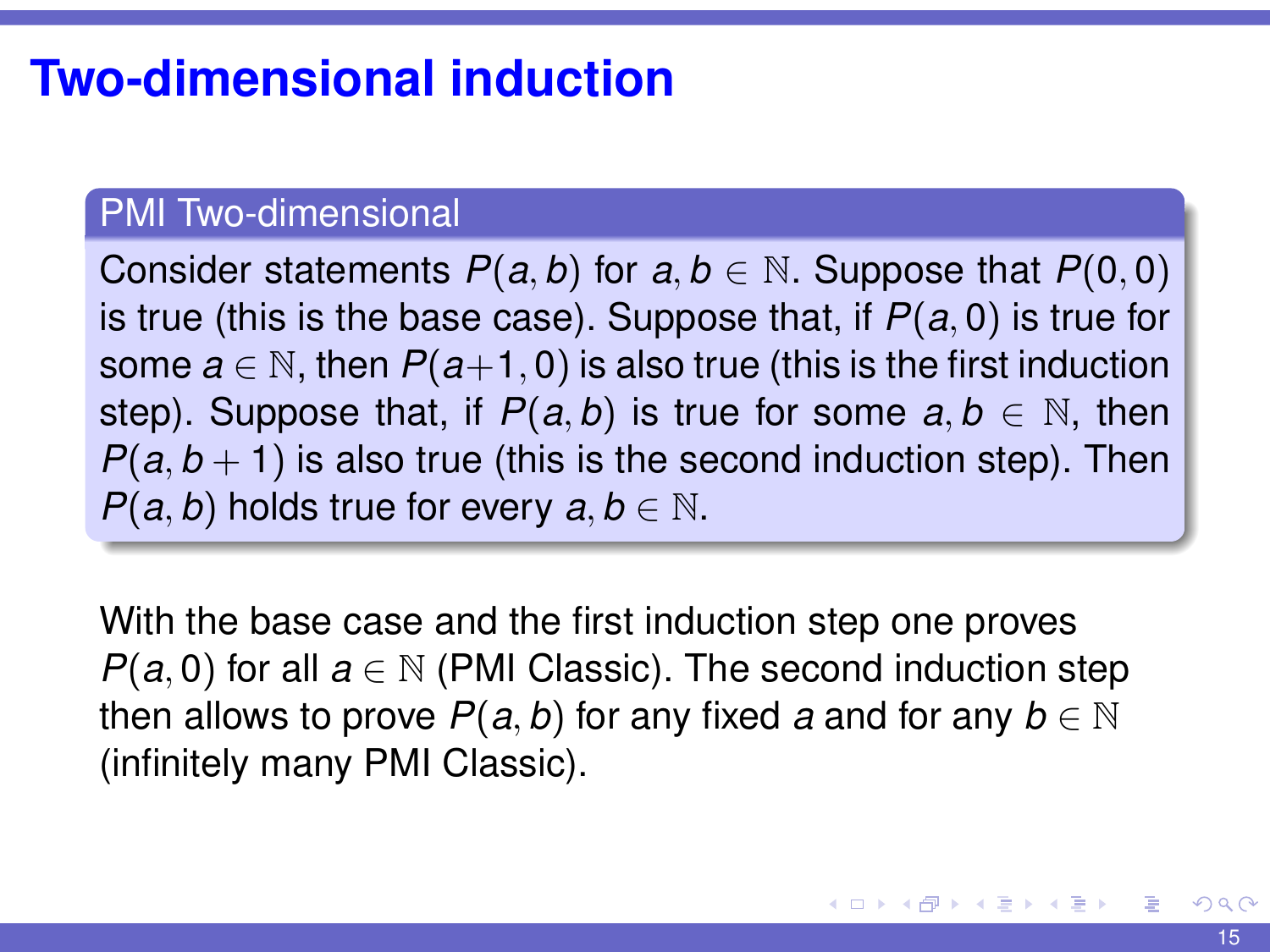# Two-dimensional induction

**PMI Two-dimensional**

Consider statements $P(a, b)$ for $a, b \in \mathbb{N}$. Suppose that $P(0, 0)$ is true (this is the base case). Suppose that, if $P(a, 0)$ is true for some $a \in \mathbb{N}$, then $P(a+1, 0)$ is also true (this is the first induction step). Suppose that, if $P(a, b)$ is true for some $a, b \in \mathbb{N}$, then $P(a, b + 1)$ is also true (this is the second induction step). Then $P(a, b)$ holds true for every $a, b \in \mathbb{N}$.

With the base case and the first induction step one proves $P(a, 0)$ for all $a \in \mathbb{N}$ (PMI Classic). The second induction step then allows to prove $P(a, b)$ for any fixed $a$ and for any $b \in \mathbb{N}$ (infinitely many PMI Classic).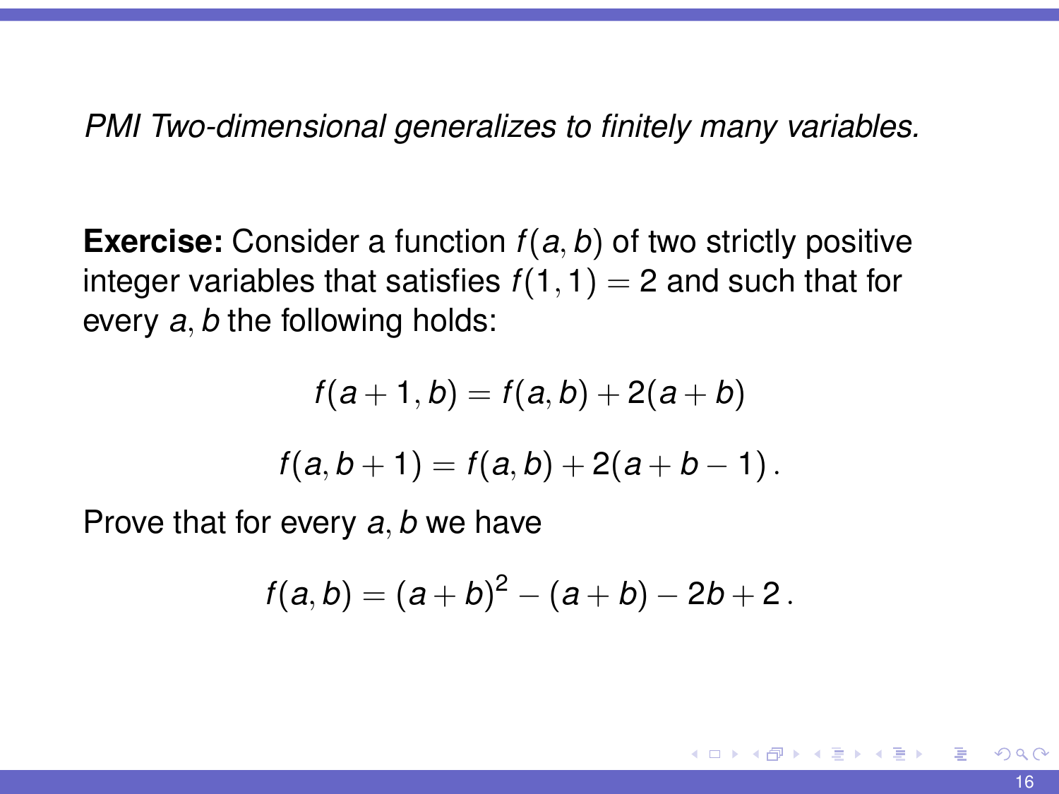*PMI Two-dimensional generalizes to finitely many variables.*

**Exercise:** Consider a function $f(a, b)$ of two strictly positive integer variables that satisfies $f(1, 1) = 2$ and such that for every $a, b$ the following holds:

$$f(a + 1, b) = f(a, b) + 2(a + b)$$

$$f(a, b + 1) = f(a, b) + 2(a + b - 1) \, .$$

Prove that for every $a, b$ we have

$$f(a, b) = (a + b)^2 - (a + b) - 2b + 2 \, .$$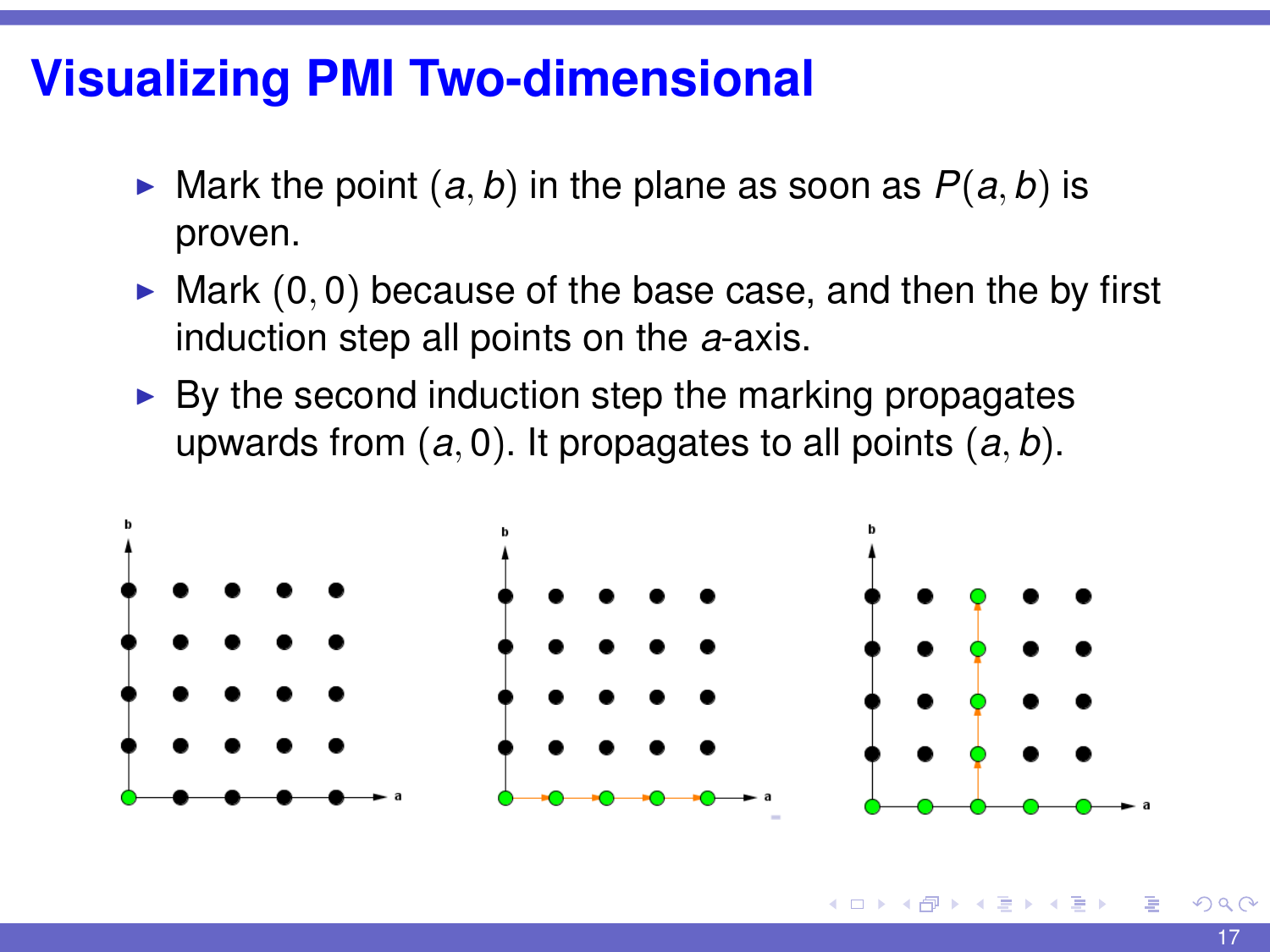# Visualizing PMI Two-dimensional

- Mark the point $(a, b)$ in the plane as soon as $P(a, b)$ is proven.
- Mark $(0, 0)$ because of the base case, and then the by first induction step all points on the $a$-axis.
- By the second induction step the marking propagates upwards from $(a, 0)$. It propagates to all points $(a, b)$.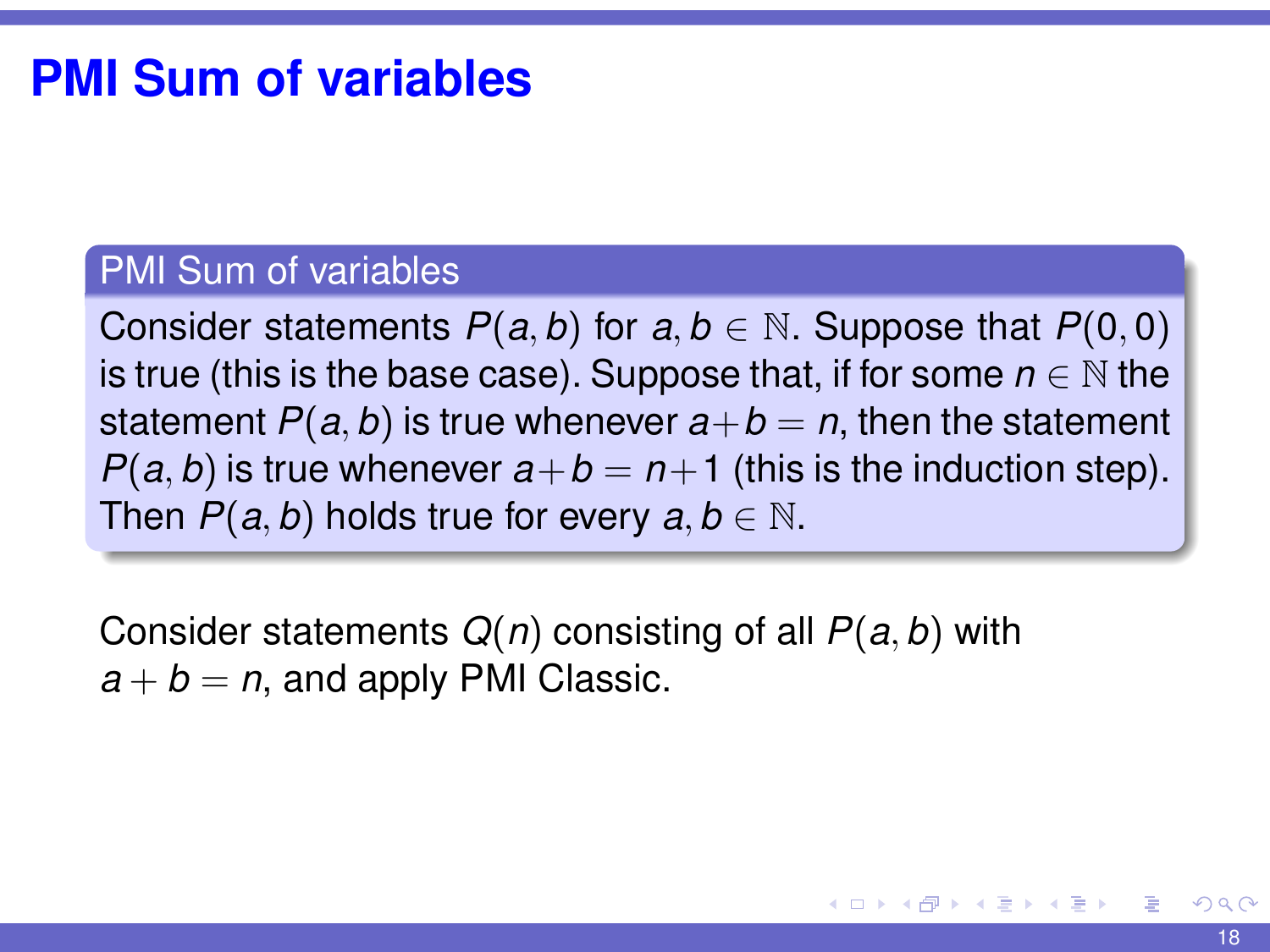# PMI Sum of variables

**PMI Sum of variables**

Consider statements $P(a, b)$ for $a, b \in \mathbb{N}$. Suppose that $P(0, 0)$ is true (this is the base case). Suppose that, if for some $n \in \mathbb{N}$ the statement $P(a, b)$ is true whenever $a + b = n$, then the statement $P(a, b)$ is true whenever $a + b = n + 1$ (this is the induction step). Then $P(a, b)$ holds true for every $a, b \in \mathbb{N}$.

Consider statements $Q(n)$ consisting of all $P(a, b)$ with $a + b = n$, and apply PMI Classic.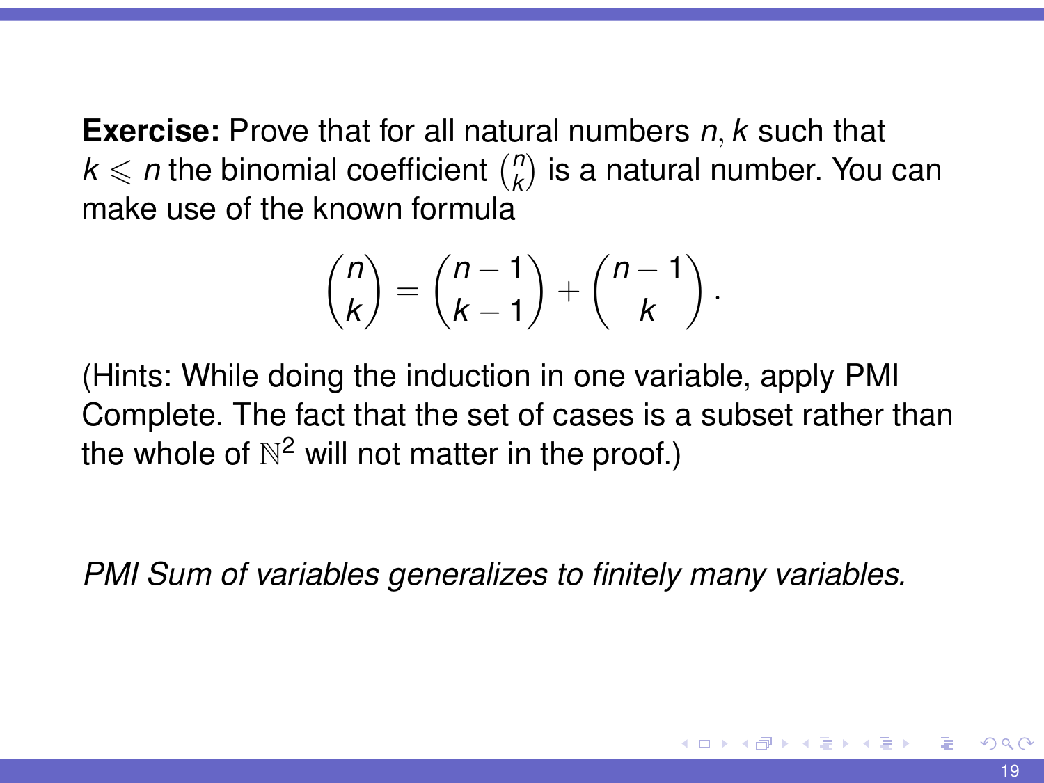**Exercise:** Prove that for all natural numbers $n, k$ such that $k \leqslant n$ the binomial coefficient $\binom{n}{k}$ is a natural number. You can make use of the known formula

$$\binom{n}{k} = \binom{n-1}{k-1} + \binom{n-1}{k}.$$

(Hints: While doing the induction in one variable, apply PMI Complete. The fact that the set of cases is a subset rather than the whole of $\mathbb{N}^2$ will not matter in the proof.)

*PMI Sum of variables generalizes to finitely many variables.*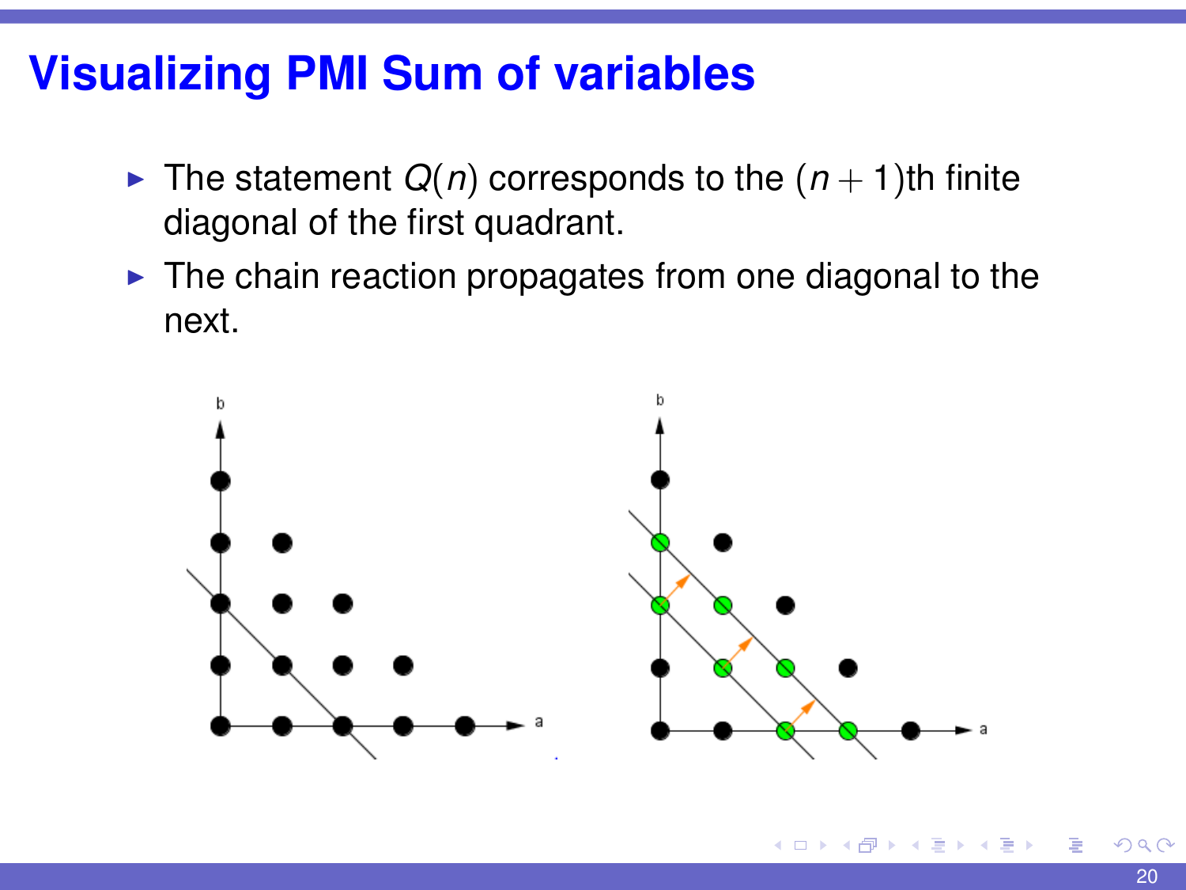# Visualizing PMI Sum of variables

- The statement $Q(n)$ corresponds to the $(n+1)$th finite diagonal of the first quadrant.
- The chain reaction propagates from one diagonal to the next.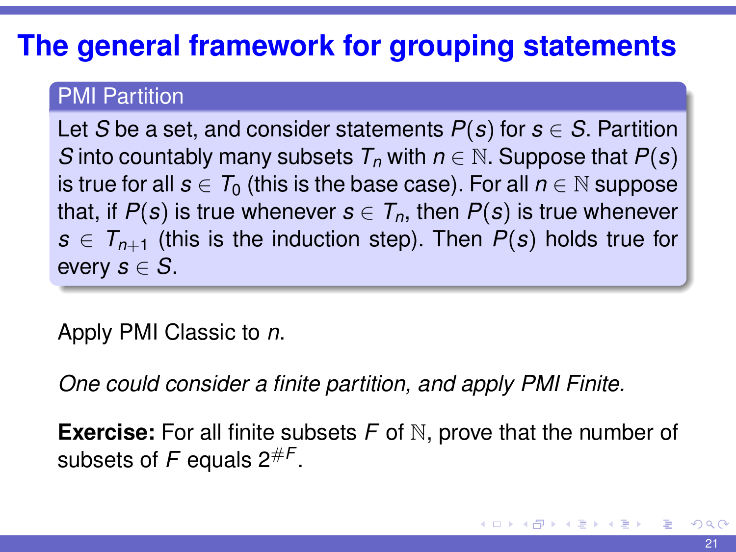# The general framework for grouping statements

**PMI Partition**

Let $S$ be a set, and consider statements $P(s)$ for $s \in S$. Partition $S$ into countably many subsets $T_n$ with $n \in \mathbb{N}$. Suppose that $P(s)$ is true for all $s \in T_0$ (this is the base case). For all $n \in \mathbb{N}$ suppose that, if $P(s)$ is true whenever $s \in T_n$, then $P(s)$ is true whenever $s \in T_{n+1}$ (this is the induction step). Then $P(s)$ holds true for every $s \in S$.

Apply PMI Classic to $n$.

*One could consider a finite partition, and apply PMI Finite.*

**Exercise:** For all finite subsets $F$ of $\mathbb{N}$, prove that the number of subsets of $F$ equals $2^{\#F}$.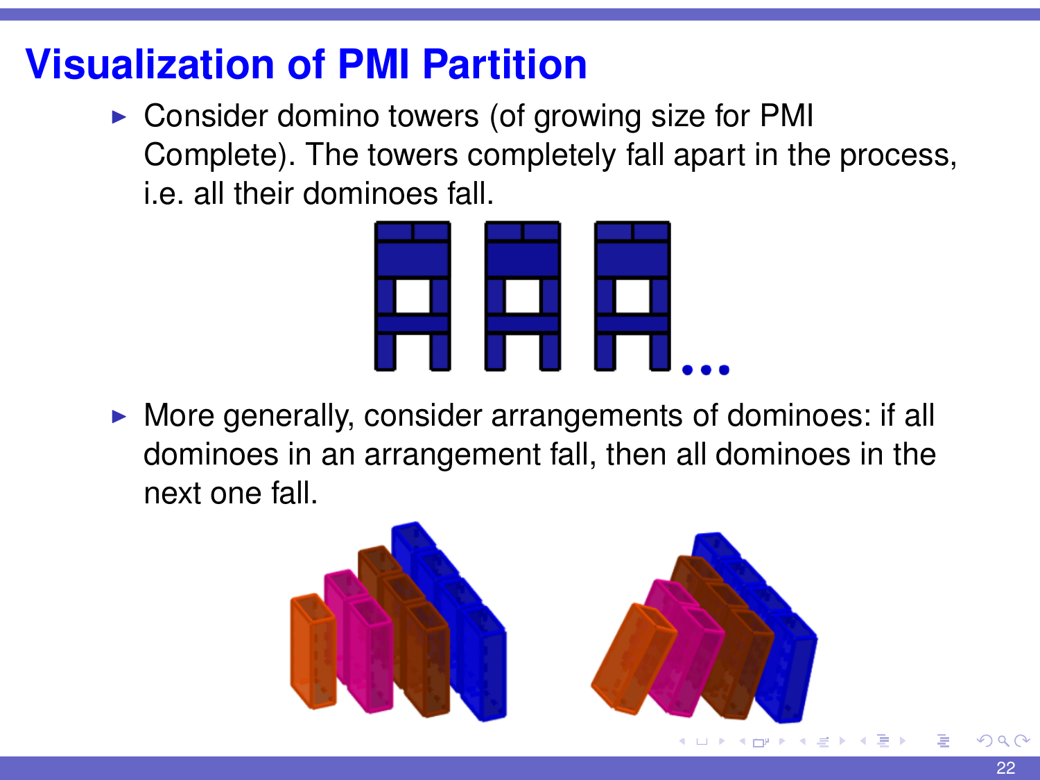# Visualization of PMI Partition

- Consider domino towers (of growing size for PMI Complete). The towers completely fall apart in the process, i.e. all their dominoes fall.

- More generally, consider arrangements of dominoes: if all dominoes in an arrangement fall, then all dominoes in the next one fall.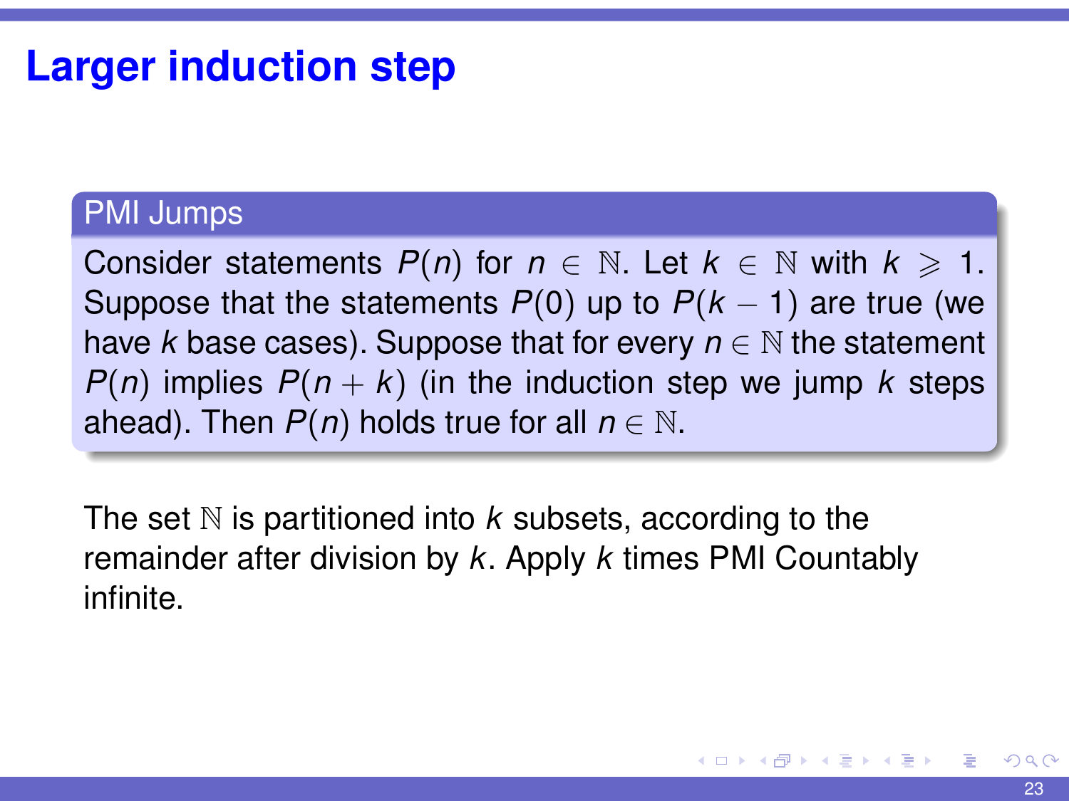# Larger induction step

**PMI Jumps**

Consider statements $P(n)$ for $n \in \mathbb{N}$. Let $k \in \mathbb{N}$ with $k \geqslant 1$. Suppose that the statements $P(0)$ up to $P(k-1)$ are true (we have $k$ base cases). Suppose that for every $n \in \mathbb{N}$ the statement $P(n)$ implies $P(n+k)$ (in the induction step we jump $k$ steps ahead). Then $P(n)$ holds true for all $n \in \mathbb{N}$.

The set $\mathbb{N}$ is partitioned into $k$ subsets, according to the remainder after division by $k$. Apply $k$ times PMI Countably infinite.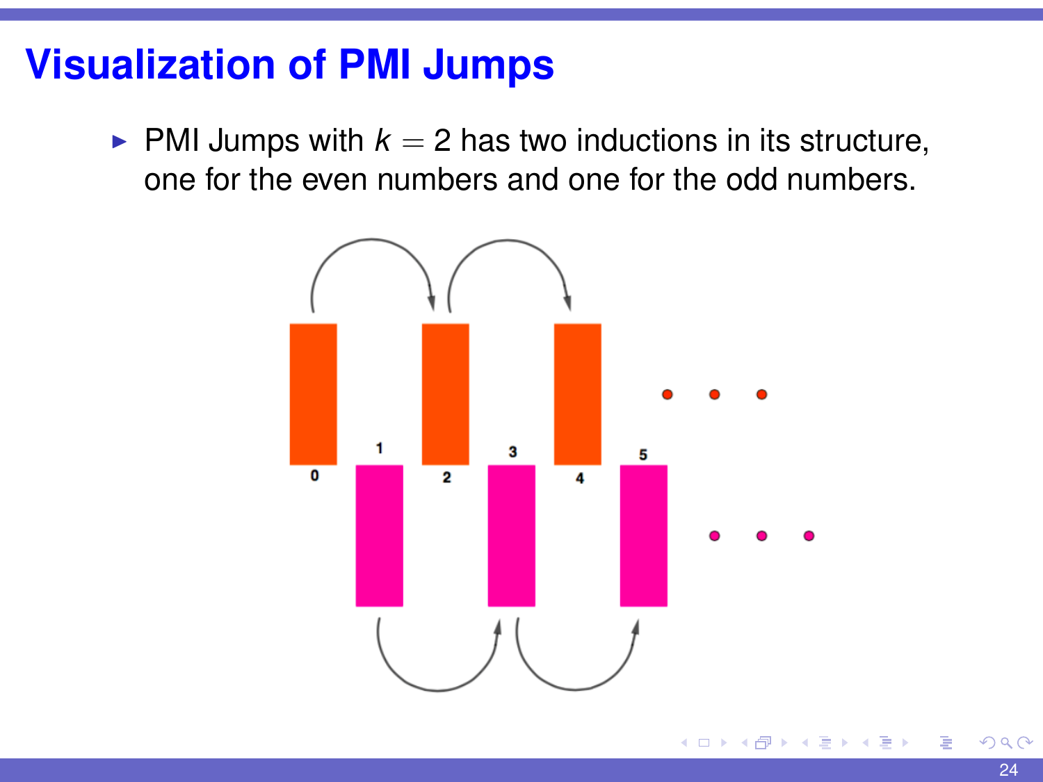# Visualization of PMI Jumps

- PMI Jumps with $k = 2$ has two inductions in its structure, one for the even numbers and one for the odd numbers.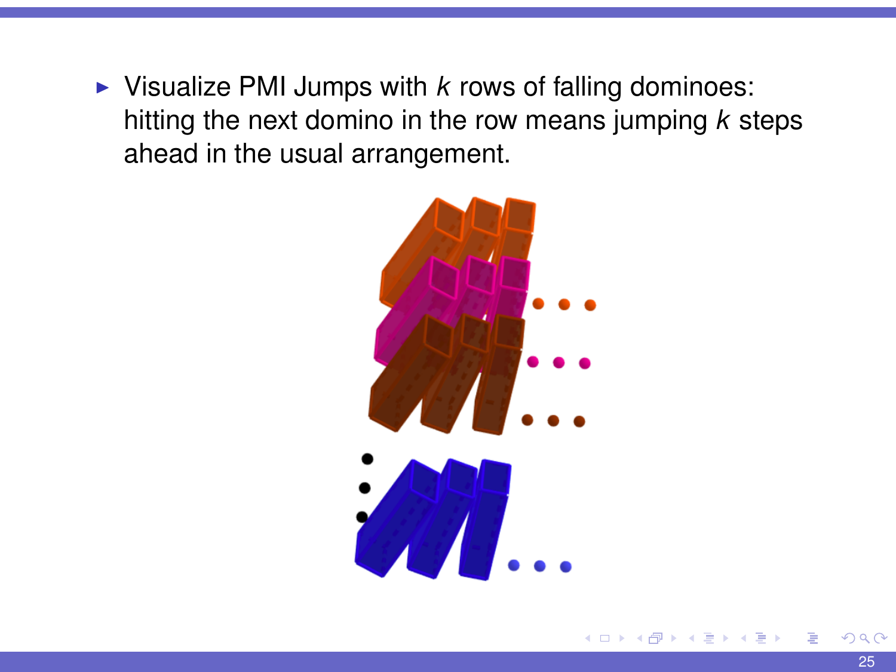- Visualize PMI Jumps with $k$ rows of falling dominoes: hitting the next domino in the row means jumping $k$ steps ahead in the usual arrangement.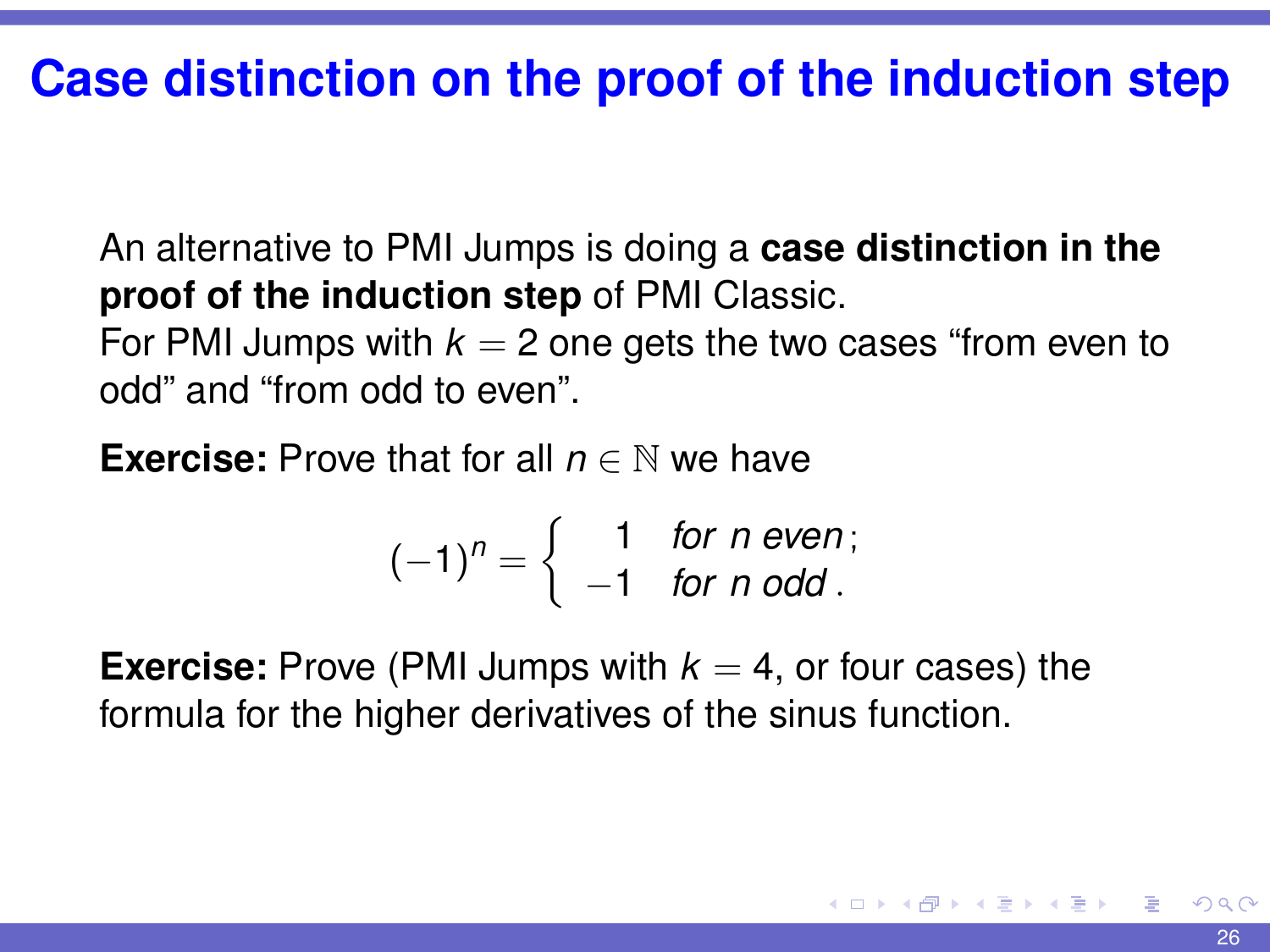# Case distinction on the proof of the induction step

An alternative to PMI Jumps is doing a **case distinction in the proof of the induction step** of PMI Classic.
For PMI Jumps with $k = 2$ one gets the two cases “from even to odd” and “from odd to even”.

**Exercise:** Prove that for all $n \in \mathbb{N}$ we have

$$(-1)^n = \begin{cases} 1 & \textit{for } n \textit{ even}; \\ -1 & \textit{for } n \textit{ odd}. \end{cases}$$

**Exercise:** Prove (PMI Jumps with $k = 4$, or four cases) the formula for the higher derivatives of the sinus function.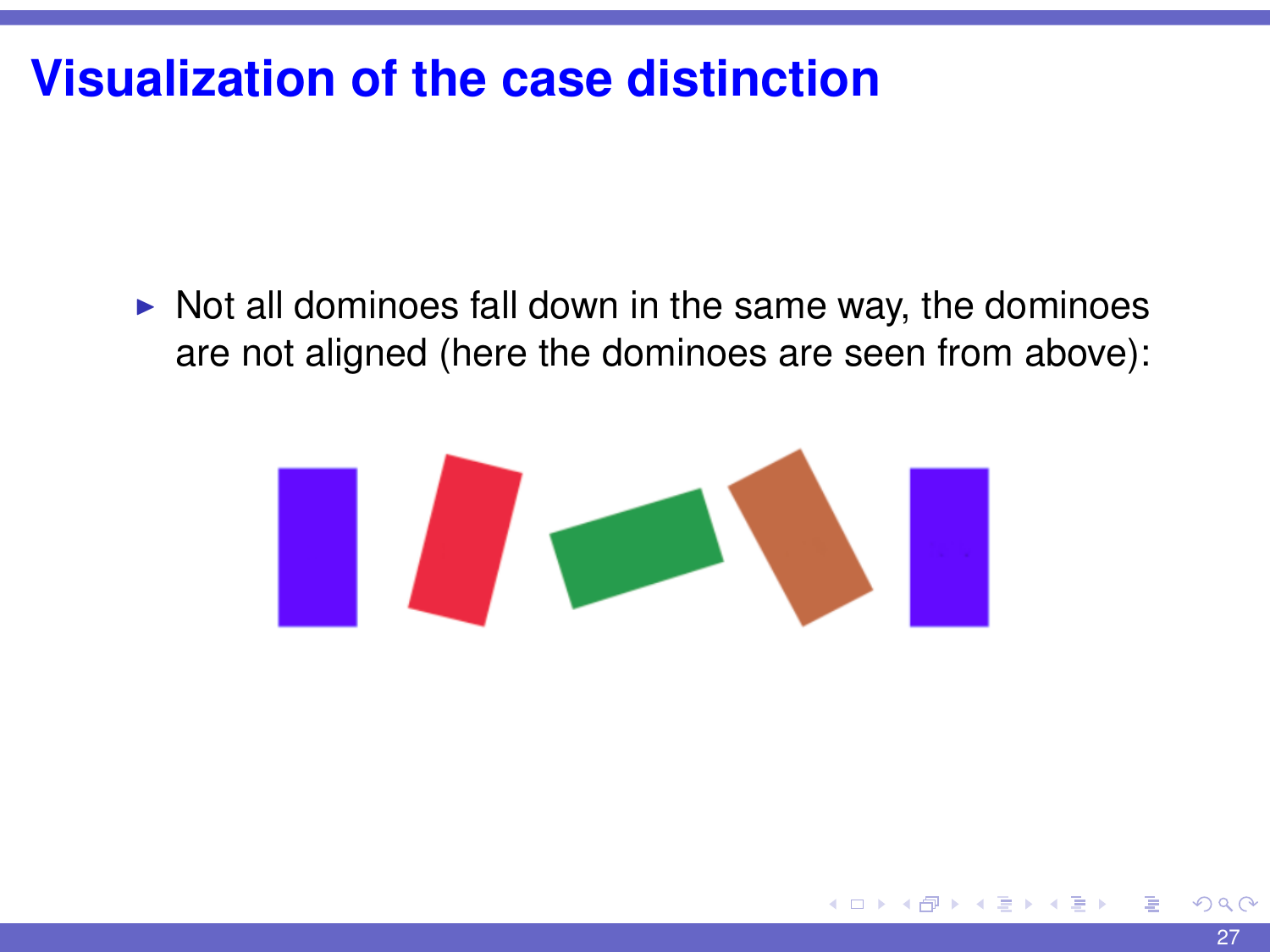# Visualization of the case distinction

- Not all dominoes fall down in the same way, the dominoes are not aligned (here the dominoes are seen from above):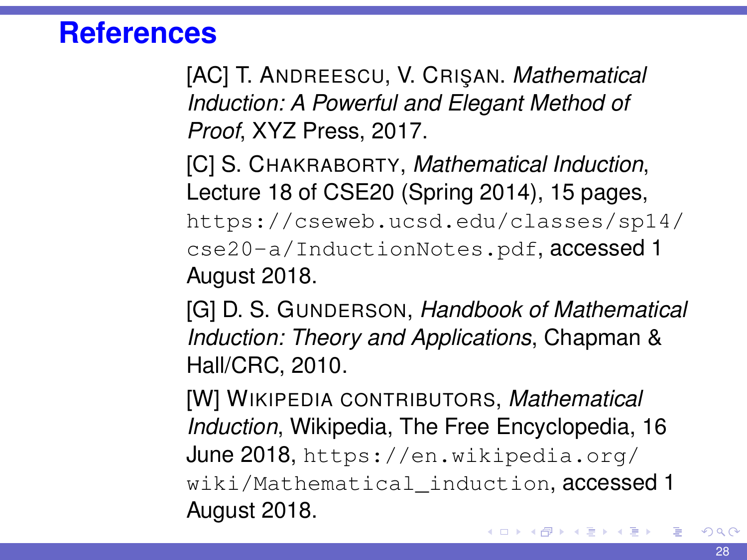# References

[AC] T. ANDREESCU, V. CRIŞAN. *Mathematical Induction: A Powerful and Elegant Method of Proof*, XYZ Press, 2017.

[C] S. CHAKRABORTY, *Mathematical Induction*, Lecture 18 of CSE20 (Spring 2014), 15 pages, `https://cseweb.ucsd.edu/classes/sp14/cse20-a/InductionNotes.pdf`, accessed 1 August 2018.

[G] D. S. GUNDERSON, *Handbook of Mathematical Induction: Theory and Applications*, Chapman & Hall/CRC, 2010.

[W] WIKIPEDIA CONTRIBUTORS, *Mathematical Induction*, Wikipedia, The Free Encyclopedia, 16 June 2018, `https://en.wikipedia.org/wiki/Mathematical_induction`, accessed 1 August 2018.